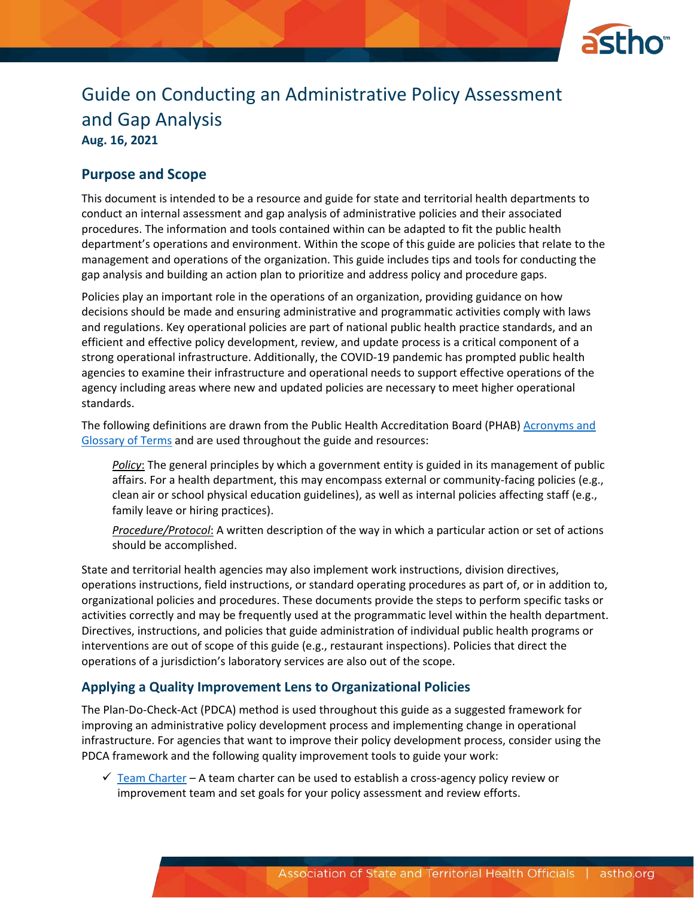# Guide on Conducting an Administrative Policy Assessment and Gap Analysis

**Aug. 16, 2021**

## Purpose and Scope

This document is intended to be a resource and guide for state and territorial health departments to conduct an internal assessment and gap analysis of administrative policies and their associated procedures. The information and tools contained within can be adapted to fit the public health department's operations and environment. Within the scope of this guide are policies that relate to the management and operations of the organization. This guide includes tips and tools for conducting the gap analysis and building an action plan to prioritize and address policy and procedure gaps.

Policies play an important role in the operations of an organization, providing guidance on how decisions should be made and ensuring administrative and programmatic activities comply with laws and regulations. Key operational policies are part of national public health practice standards, and an efficient and effective policy development, review, and update process is a critical component of a strong operational infrastructure. Additionally, the COVID-19 pandemic has prompted public health agencies to examine their infrastructure and operational needs to support effective operations of the agency including areas where new and updated policies are necessary to meet higher operational standards.

The following definitions are drawn from the Public Health Accreditation Board (PHAB) Acronyms and Glossary of Terms and are used throughout the guide and resources:

> *Policy*: The general principles by which a government entity is guided in its management of public affairs. For a health department, this may encompass external or community-facing policies (e.g., clean air or school physical education guidelines), as well as internal policies affecting staff (e.g., family leave or hiring practices).
>
> *Procedure/Protocol*: A written description of the way in which a particular action or set of actions should be accomplished.

State and territorial health agencies may also implement work instructions, division directives, operations instructions, field instructions, or standard operating procedures as part of, or in addition to, organizational policies and procedures. These documents provide the steps to perform specific tasks or activities correctly and may be frequently used at the programmatic level within the health department. Directives, instructions, and policies that guide administration of individual public health programs or interventions are out of scope of this guide (e.g., restaurant inspections). Policies that direct the operations of a jurisdiction's laboratory services are also out of the scope.

## Applying a Quality Improvement Lens to Organizational Policies

The Plan-Do-Check-Act (PDCA) method is used throughout this guide as a suggested framework for improving an administrative policy development process and implementing change in operational infrastructure. For agencies that want to improve their policy development process, consider using the PDCA framework and the following quality improvement tools to guide your work:

- ✓ Team Charter – A team charter can be used to establish a cross-agency policy review or improvement team and set goals for your policy assessment and review efforts.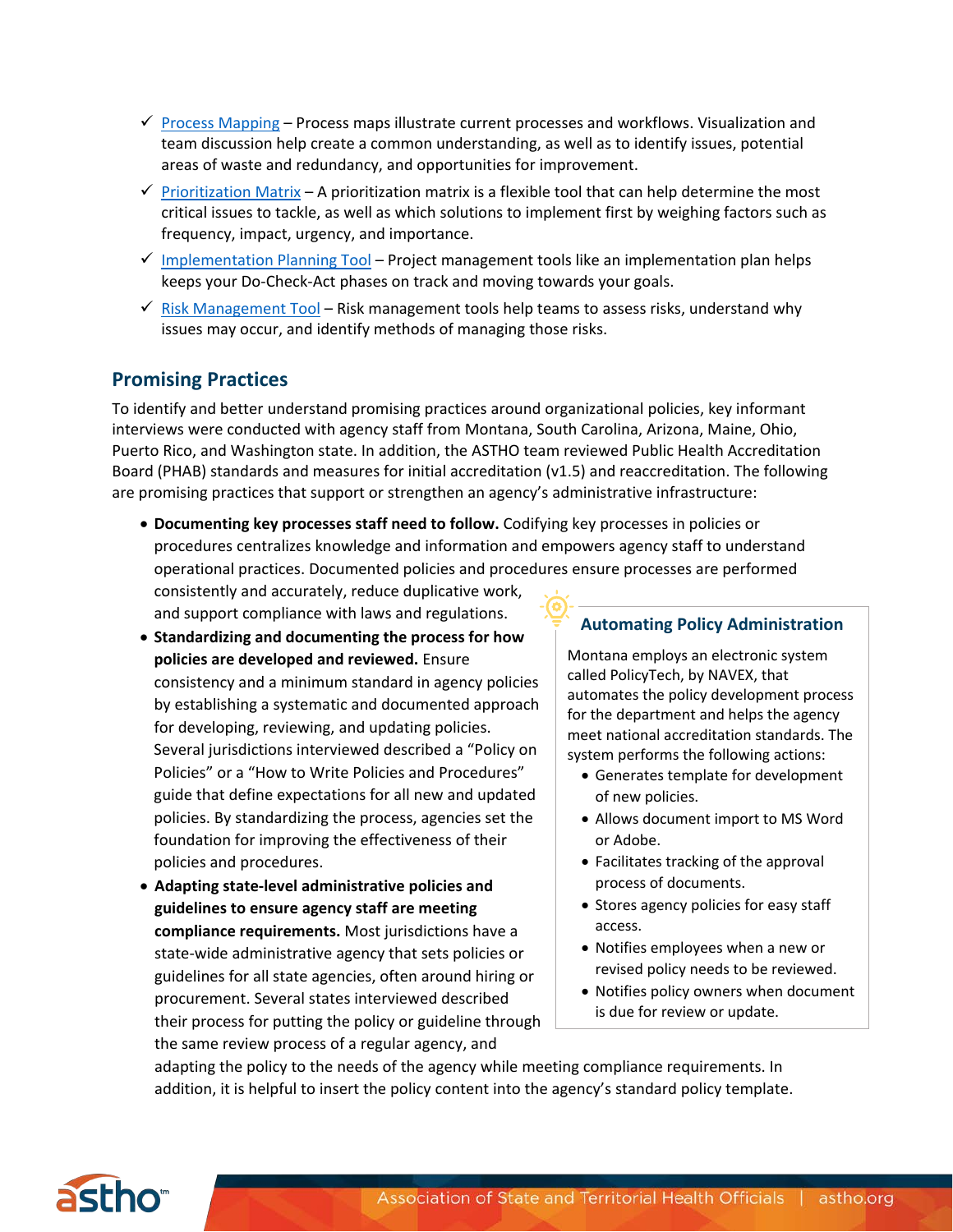- ✓ [Process Mapping]() – Process maps illustrate current processes and workflows. Visualization and team discussion help create a common understanding, as well as to identify issues, potential areas of waste and redundancy, and opportunities for improvement.
- ✓ [Prioritization Matrix]() – A prioritization matrix is a flexible tool that can help determine the most critical issues to tackle, as well as which solutions to implement first by weighing factors such as frequency, impact, urgency, and importance.
- ✓ [Implementation Planning Tool]() – Project management tools like an implementation plan helps keeps your Do-Check-Act phases on track and moving towards your goals.
- ✓ [Risk Management Tool]() – Risk management tools help teams to assess risks, understand why issues may occur, and identify methods of managing those risks.

## Promising Practices

To identify and better understand promising practices around organizational policies, key informant interviews were conducted with agency staff from Montana, South Carolina, Arizona, Maine, Ohio, Puerto Rico, and Washington state. In addition, the ASTHO team reviewed Public Health Accreditation Board (PHAB) standards and measures for initial accreditation (v1.5) and reaccreditation. The following are promising practices that support or strengthen an agency's administrative infrastructure:

- **Documenting key processes staff need to follow.** Codifying key processes in policies or procedures centralizes knowledge and information and empowers agency staff to understand operational practices. Documented policies and procedures ensure processes are performed consistently and accurately, reduce duplicative work, and support compliance with laws and regulations.
- **Standardizing and documenting the process for how policies are developed and reviewed.** Ensure consistency and a minimum standard in agency policies by establishing a systematic and documented approach for developing, reviewing, and updating policies. Several jurisdictions interviewed described a "Policy on Policies" or a "How to Write Policies and Procedures" guide that define expectations for all new and updated policies. By standardizing the process, agencies set the foundation for improving the effectiveness of their policies and procedures.
- **Adapting state-level administrative policies and guidelines to ensure agency staff are meeting compliance requirements.** Most jurisdictions have a state-wide administrative agency that sets policies or guidelines for all state agencies, often around hiring or procurement. Several states interviewed described their process for putting the policy or guideline through the same review process of a regular agency, and adapting the policy to the needs of the agency while meeting compliance requirements. In addition, it is helpful to insert the policy content into the agency's standard policy template.

### Automating Policy Administration

Montana employs an electronic system called PolicyTech, by NAVEX, that automates the policy development process for the department and helps the agency meet national accreditation standards. The system performs the following actions:

- Generates template for development of new policies.
- Allows document import to MS Word or Adobe.
- Facilitates tracking of the approval process of documents.
- Stores agency policies for easy staff access.
- Notifies employees when a new or revised policy needs to be reviewed.
- Notifies policy owners when document is due for review or update.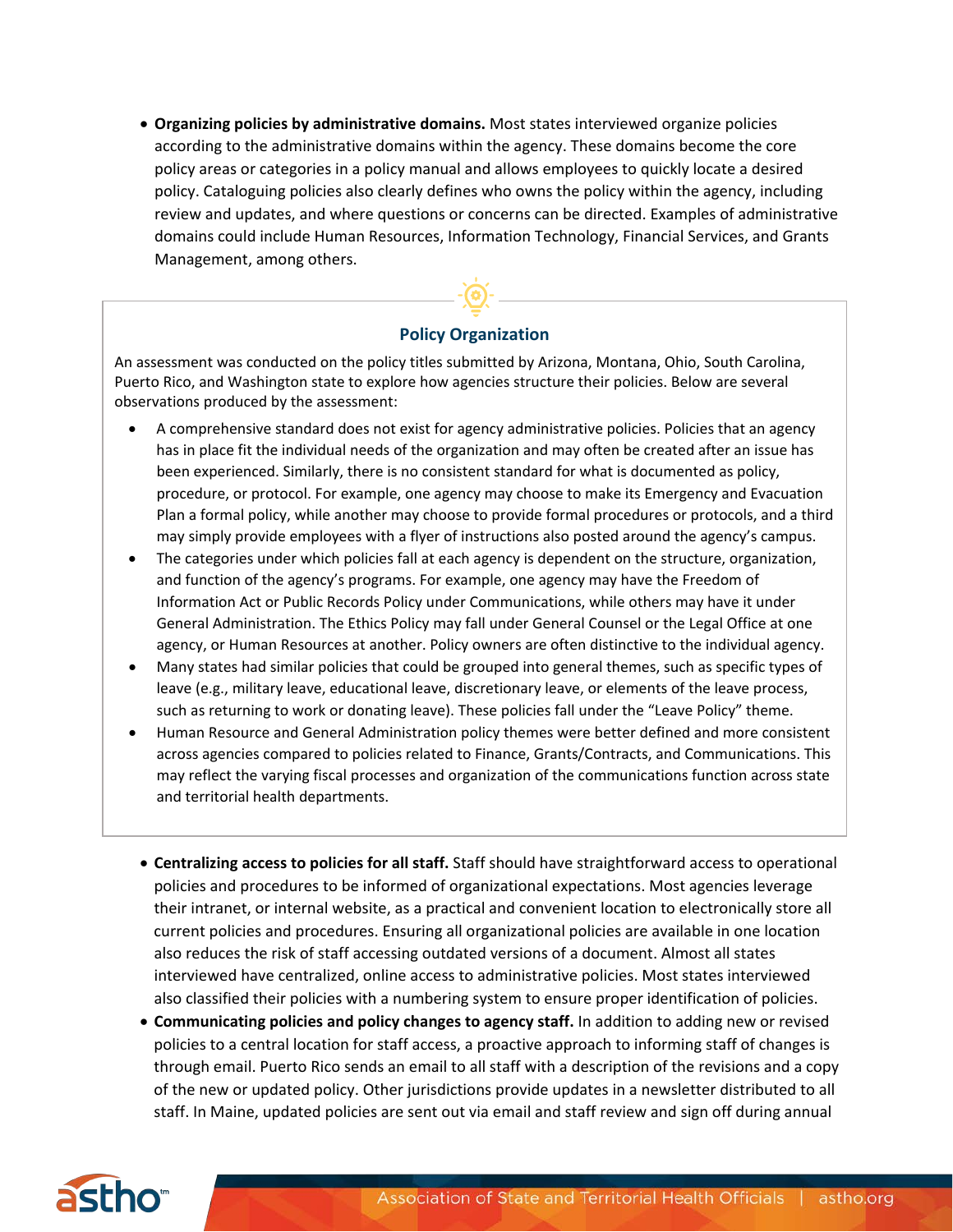- **Organizing policies by administrative domains.** Most states interviewed organize policies according to the administrative domains within the agency. These domains become the core policy areas or categories in a policy manual and allows employees to quickly locate a desired policy. Cataloguing policies also clearly defines who owns the policy within the agency, including review and updates, and where questions or concerns can be directed. Examples of administrative domains could include Human Resources, Information Technology, Financial Services, and Grants Management, among others.

### Policy Organization

An assessment was conducted on the policy titles submitted by Arizona, Montana, Ohio, South Carolina, Puerto Rico, and Washington state to explore how agencies structure their policies. Below are several observations produced by the assessment:

- A comprehensive standard does not exist for agency administrative policies. Policies that an agency has in place fit the individual needs of the organization and may often be created after an issue has been experienced. Similarly, there is no consistent standard for what is documented as policy, procedure, or protocol. For example, one agency may choose to make its Emergency and Evacuation Plan a formal policy, while another may choose to provide formal procedures or protocols, and a third may simply provide employees with a flyer of instructions also posted around the agency's campus.
- The categories under which policies fall at each agency is dependent on the structure, organization, and function of the agency's programs. For example, one agency may have the Freedom of Information Act or Public Records Policy under Communications, while others may have it under General Administration. The Ethics Policy may fall under General Counsel or the Legal Office at one agency, or Human Resources at another. Policy owners are often distinctive to the individual agency.
- Many states had similar policies that could be grouped into general themes, such as specific types of leave (e.g., military leave, educational leave, discretionary leave, or elements of the leave process, such as returning to work or donating leave). These policies fall under the "Leave Policy" theme.
- Human Resource and General Administration policy themes were better defined and more consistent across agencies compared to policies related to Finance, Grants/Contracts, and Communications. This may reflect the varying fiscal processes and organization of the communications function across state and territorial health departments.

- **Centralizing access to policies for all staff.** Staff should have straightforward access to operational policies and procedures to be informed of organizational expectations. Most agencies leverage their intranet, or internal website, as a practical and convenient location to electronically store all current policies and procedures. Ensuring all organizational policies are available in one location also reduces the risk of staff accessing outdated versions of a document. Almost all states interviewed have centralized, online access to administrative policies. Most states interviewed also classified their policies with a numbering system to ensure proper identification of policies.
- **Communicating policies and policy changes to agency staff.** In addition to adding new or revised policies to a central location for staff access, a proactive approach to informing staff of changes is through email. Puerto Rico sends an email to all staff with a description of the revisions and a copy of the new or updated policy. Other jurisdictions provide updates in a newsletter distributed to all staff. In Maine, updated policies are sent out via email and staff review and sign off during annual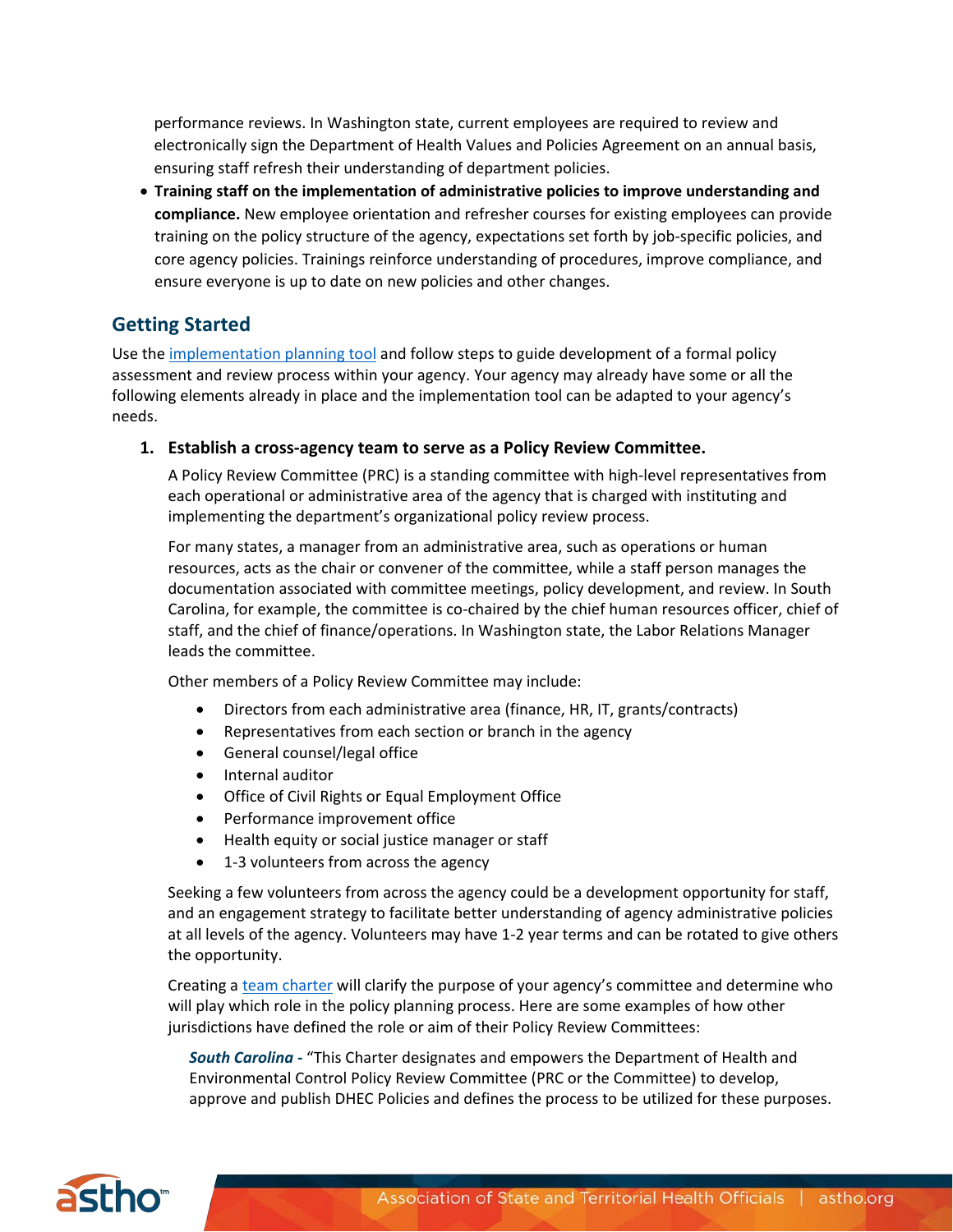performance reviews. In Washington state, current employees are required to review and electronically sign the Department of Health Values and Policies Agreement on an annual basis, ensuring staff refresh their understanding of department policies.

- **Training staff on the implementation of administrative policies to improve understanding and compliance.** New employee orientation and refresher courses for existing employees can provide training on the policy structure of the agency, expectations set forth by job-specific policies, and core agency policies. Trainings reinforce understanding of procedures, improve compliance, and ensure everyone is up to date on new policies and other changes.

## Getting Started

Use the [implementation planning tool]() and follow steps to guide development of a formal policy assessment and review process within your agency. Your agency may already have some or all the following elements already in place and the implementation tool can be adapted to your agency's needs.

1. **Establish a cross-agency team to serve as a Policy Review Committee.**

   A Policy Review Committee (PRC) is a standing committee with high-level representatives from each operational or administrative area of the agency that is charged with instituting and implementing the department's organizational policy review process.

   For many states, a manager from an administrative area, such as operations or human resources, acts as the chair or convener of the committee, while a staff person manages the documentation associated with committee meetings, policy development, and review. In South Carolina, for example, the committee is co-chaired by the chief human resources officer, chief of staff, and the chief of finance/operations. In Washington state, the Labor Relations Manager leads the committee.

   Other members of a Policy Review Committee may include:

   - Directors from each administrative area (finance, HR, IT, grants/contracts)
   - Representatives from each section or branch in the agency
   - General counsel/legal office
   - Internal auditor
   - Office of Civil Rights or Equal Employment Office
   - Performance improvement office
   - Health equity or social justice manager or staff
   - 1-3 volunteers from across the agency

   Seeking a few volunteers from across the agency could be a development opportunity for staff, and an engagement strategy to facilitate better understanding of agency administrative policies at all levels of the agency. Volunteers may have 1-2 year terms and can be rotated to give others the opportunity.

   Creating a [team charter]() will clarify the purpose of your agency's committee and determine who will play which role in the policy planning process. Here are some examples of how other jurisdictions have defined the role or aim of their Policy Review Committees:

   ***South Carolina*** *-* "This Charter designates and empowers the Department of Health and Environmental Control Policy Review Committee (PRC or the Committee) to develop, approve and publish DHEC Policies and defines the process to be utilized for these purposes.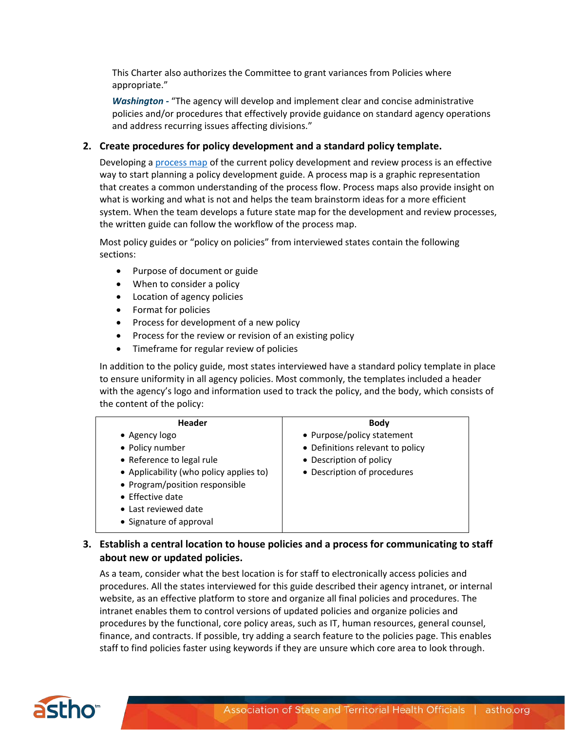This Charter also authorizes the Committee to grant variances from Policies where appropriate."

***Washington -*** "The agency will develop and implement clear and concise administrative policies and/or procedures that effectively provide guidance on standard agency operations and address recurring issues affecting divisions."

**2. Create procedures for policy development and a standard policy template.**

Developing a [process map](process map) of the current policy development and review process is an effective way to start planning a policy development guide. A process map is a graphic representation that creates a common understanding of the process flow. Process maps also provide insight on what is working and what is not and helps the team brainstorm ideas for a more efficient system. When the team develops a future state map for the development and review processes, the written guide can follow the workflow of the process map.

Most policy guides or "policy on policies" from interviewed states contain the following sections:

- Purpose of document or guide
- When to consider a policy
- Location of agency policies
- Format for policies
- Process for development of a new policy
- Process for the review or revision of an existing policy
- Timeframe for regular review of policies

In addition to the policy guide, most states interviewed have a standard policy template in place to ensure uniformity in all agency policies. Most commonly, the templates included a header with the agency's logo and information used to track the policy, and the body, which consists of the content of the policy:

| Header | Body |
| --- | --- |
| • Agency logo<br>• Policy number<br>• Reference to legal rule<br>• Applicability (who policy applies to)<br>• Program/position responsible<br>• Effective date<br>• Last reviewed date<br>• Signature of approval | • Purpose/policy statement<br>• Definitions relevant to policy<br>• Description of policy<br>• Description of procedures |

**3. Establish a central location to house policies and a process for communicating to staff about new or updated policies.**

As a team, consider what the best location is for staff to electronically access policies and procedures. All the states interviewed for this guide described their agency intranet, or internal website, as an effective platform to store and organize all final policies and procedures. The intranet enables them to control versions of updated policies and organize policies and procedures by the functional, core policy areas, such as IT, human resources, general counsel, finance, and contracts. If possible, try adding a search feature to the policies page. This enables staff to find policies faster using keywords if they are unsure which core area to look through.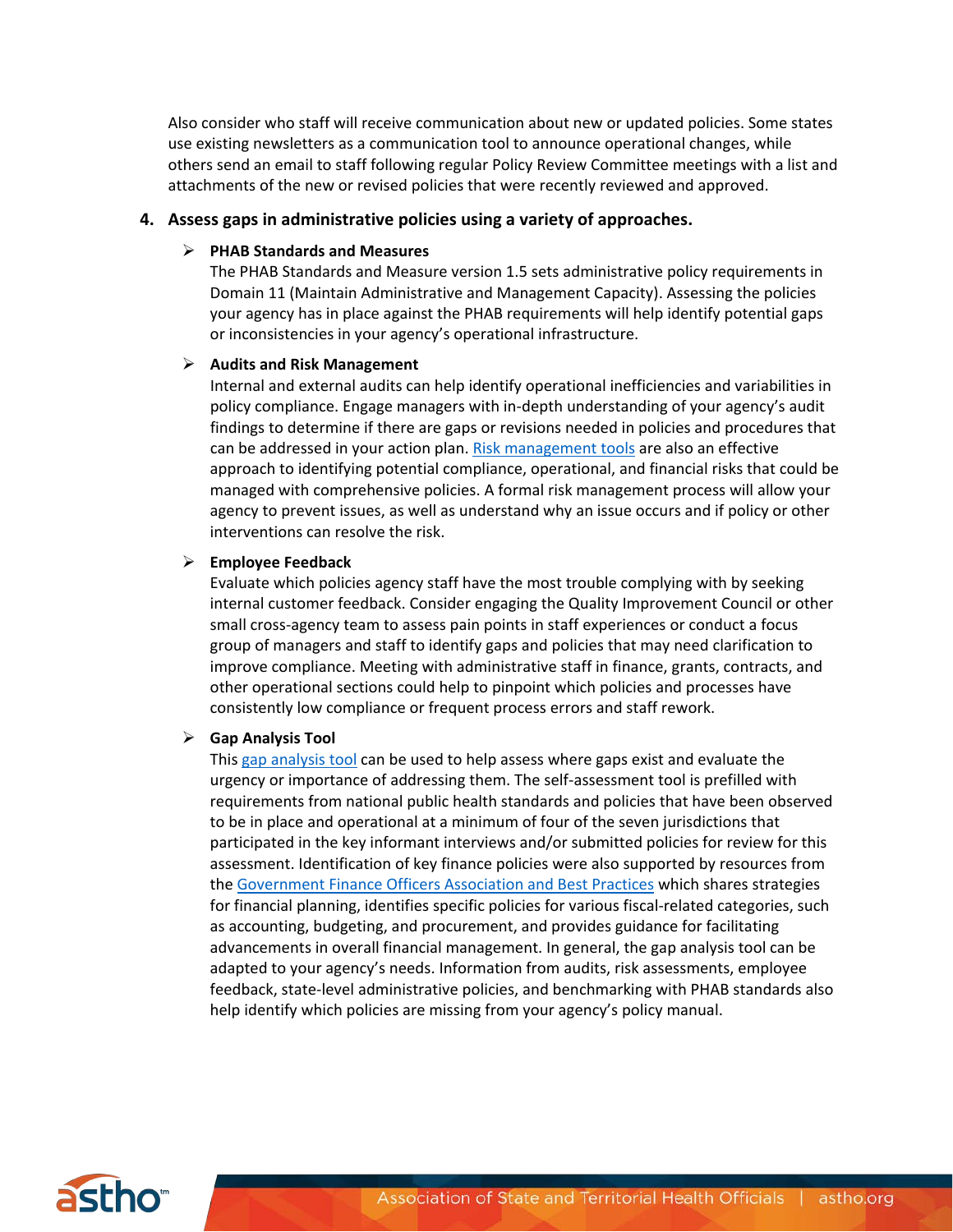Also consider who staff will receive communication about new or updated policies. Some states use existing newsletters as a communication tool to announce operational changes, while others send an email to staff following regular Policy Review Committee meetings with a list and attachments of the new or revised policies that were recently reviewed and approved.

4. **Assess gaps in administrative policies using a variety of approaches.**

   - **PHAB Standards and Measures**
     The PHAB Standards and Measure version 1.5 sets administrative policy requirements in Domain 11 (Maintain Administrative and Management Capacity). Assessing the policies your agency has in place against the PHAB requirements will help identify potential gaps or inconsistencies in your agency's operational infrastructure.

   - **Audits and Risk Management**
     Internal and external audits can help identify operational inefficiencies and variabilities in policy compliance. Engage managers with in-depth understanding of your agency's audit findings to determine if there are gaps or revisions needed in policies and procedures that can be addressed in your action plan. Risk management tools are also an effective approach to identifying potential compliance, operational, and financial risks that could be managed with comprehensive policies. A formal risk management process will allow your agency to prevent issues, as well as understand why an issue occurs and if policy or other interventions can resolve the risk.

   - **Employee Feedback**
     Evaluate which policies agency staff have the most trouble complying with by seeking internal customer feedback. Consider engaging the Quality Improvement Council or other small cross-agency team to assess pain points in staff experiences or conduct a focus group of managers and staff to identify gaps and policies that may need clarification to improve compliance. Meeting with administrative staff in finance, grants, contracts, and other operational sections could help to pinpoint which policies and processes have consistently low compliance or frequent process errors and staff rework.

   - **Gap Analysis Tool**
     This gap analysis tool can be used to help assess where gaps exist and evaluate the urgency or importance of addressing them. The self-assessment tool is prefilled with requirements from national public health standards and policies that have been observed to be in place and operational at a minimum of four of the seven jurisdictions that participated in the key informant interviews and/or submitted policies for review for this assessment. Identification of key finance policies were also supported by resources from the Government Finance Officers Association and Best Practices which shares strategies for financial planning, identifies specific policies for various fiscal-related categories, such as accounting, budgeting, and procurement, and provides guidance for facilitating advancements in overall financial management. In general, the gap analysis tool can be adapted to your agency's needs. Information from audits, risk assessments, employee feedback, state-level administrative policies, and benchmarking with PHAB standards also help identify which policies are missing from your agency's policy manual.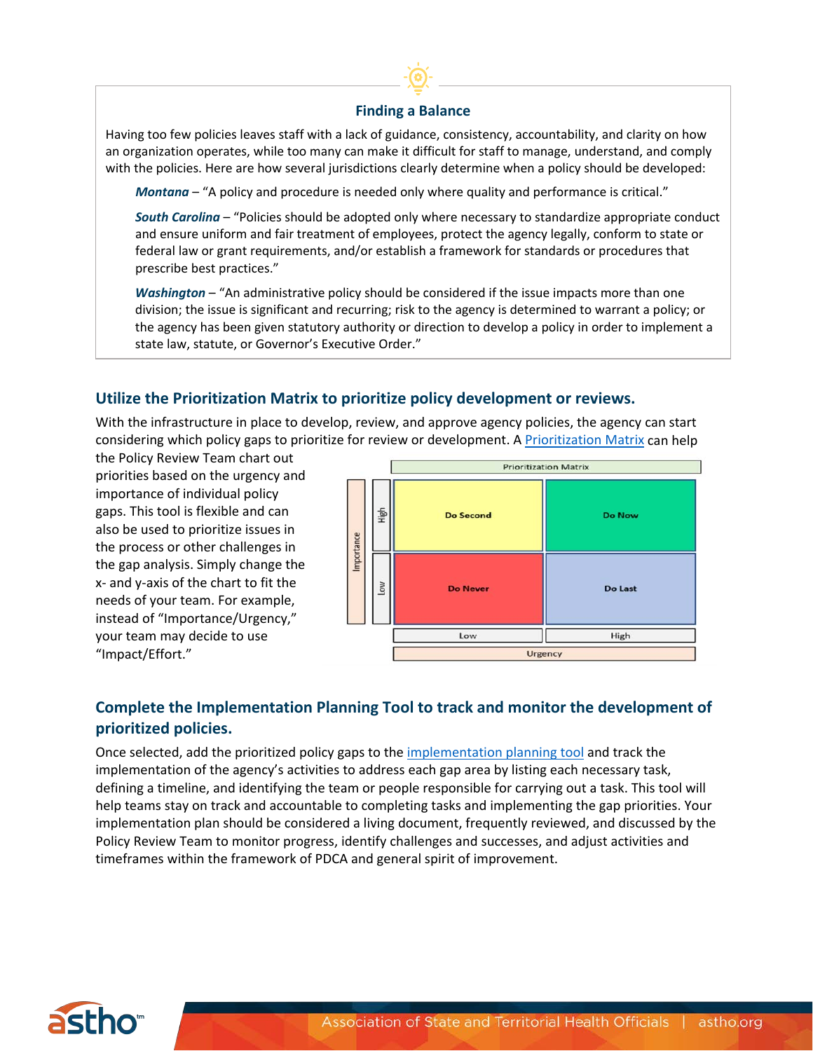### Finding a Balance

Having too few policies leaves staff with a lack of guidance, consistency, accountability, and clarity on how an organization operates, while too many can make it difficult for staff to manage, understand, and comply with the policies. Here are how several jurisdictions clearly determine when a policy should be developed:

> ***Montana*** – "A policy and procedure is needed only where quality and performance is critical."
>
> ***South Carolina*** – "Policies should be adopted only where necessary to standardize appropriate conduct and ensure uniform and fair treatment of employees, protect the agency legally, conform to state or federal law or grant requirements, and/or establish a framework for standards or procedures that prescribe best practices."
>
> ***Washington*** – "An administrative policy should be considered if the issue impacts more than one division; the issue is significant and recurring; risk to the agency is determined to warrant a policy; or the agency has been given statutory authority or direction to develop a policy in order to implement a state law, statute, or Governor's Executive Order."

## Utilize the Prioritization Matrix to prioritize policy development or reviews.

With the infrastructure in place to develop, review, and approve agency policies, the agency can start considering which policy gaps to prioritize for review or development. A Prioritization Matrix can help the Policy Review Team chart out priorities based on the urgency and importance of individual policy gaps. This tool is flexible and can also be used to prioritize issues in the process or other challenges in the gap analysis. Simply change the x- and y-axis of the chart to fit the needs of your team. For example, instead of "Importance/Urgency," your team may decide to use "Impact/Effort."

**Prioritization Matrix**

| Importance | Urgency: Low | Urgency: High |
|---|---|---|
| High | Do Second | Do Now |
| Low | Do Never | Do Last |

## Complete the Implementation Planning Tool to track and monitor the development of prioritized policies.

Once selected, add the prioritized policy gaps to the implementation planning tool and track the implementation of the agency's activities to address each gap area by listing each necessary task, defining a timeline, and identifying the team or people responsible for carrying out a task. This tool will help teams stay on track and accountable to completing tasks and implementing the gap priorities. Your implementation plan should be considered a living document, frequently reviewed, and discussed by the Policy Review Team to monitor progress, identify challenges and successes, and adjust activities and timeframes within the framework of PDCA and general spirit of improvement.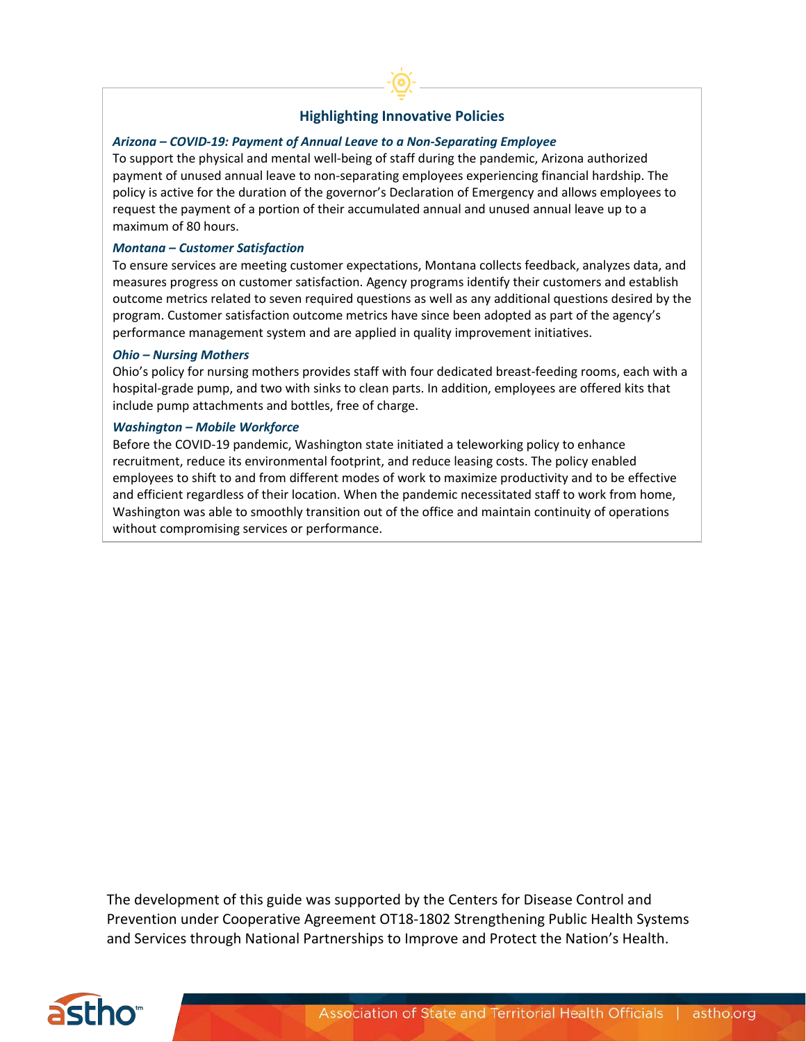### Highlighting Innovative Policies

***Arizona – COVID-19: Payment of Annual Leave to a Non-Separating Employee***

To support the physical and mental well-being of staff during the pandemic, Arizona authorized payment of unused annual leave to non-separating employees experiencing financial hardship. The policy is active for the duration of the governor's Declaration of Emergency and allows employees to request the payment of a portion of their accumulated annual and unused annual leave up to a maximum of 80 hours.

***Montana – Customer Satisfaction***

To ensure services are meeting customer expectations, Montana collects feedback, analyzes data, and measures progress on customer satisfaction. Agency programs identify their customers and establish outcome metrics related to seven required questions as well as any additional questions desired by the program. Customer satisfaction outcome metrics have since been adopted as part of the agency's performance management system and are applied in quality improvement initiatives.

***Ohio – Nursing Mothers***

Ohio's policy for nursing mothers provides staff with four dedicated breast-feeding rooms, each with a hospital-grade pump, and two with sinks to clean parts. In addition, employees are offered kits that include pump attachments and bottles, free of charge.

***Washington – Mobile Workforce***

Before the COVID-19 pandemic, Washington state initiated a teleworking policy to enhance recruitment, reduce its environmental footprint, and reduce leasing costs. The policy enabled employees to shift to and from different modes of work to maximize productivity and to be effective and efficient regardless of their location. When the pandemic necessitated staff to work from home, Washington was able to smoothly transition out of the office and maintain continuity of operations without compromising services or performance.

The development of this guide was supported by the Centers for Disease Control and Prevention under Cooperative Agreement OT18-1802 Strengthening Public Health Systems and Services through National Partnerships to Improve and Protect the Nation's Health.